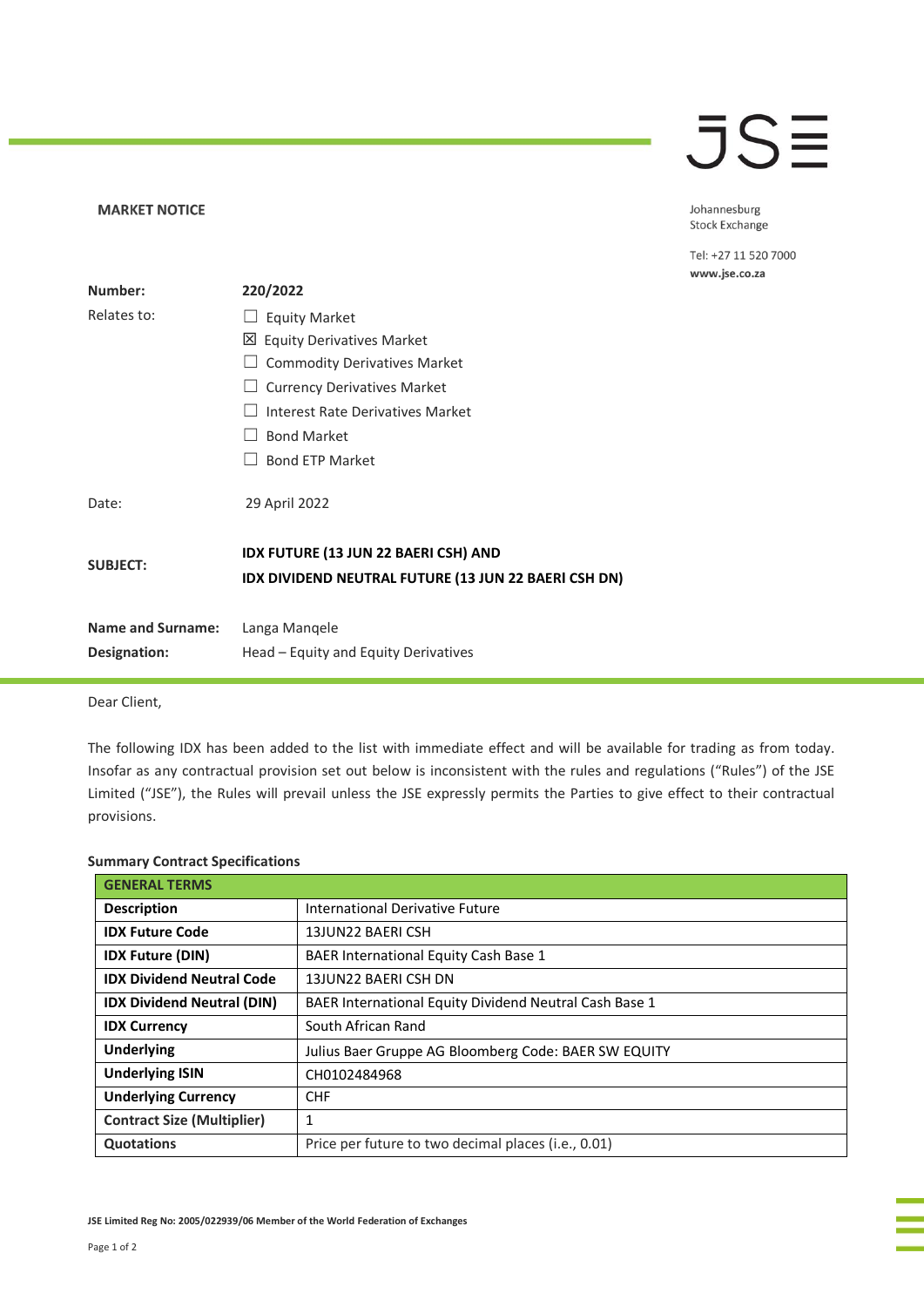JSE

Johannesburg Stock Exchange

Tel: +27 11 520 7000
www.jse.co.za

**MARKET NOTICE**

| | |
|---|---|
| **Number:** | **220/2022** |
| Relates to: | ☐ Equity Market<br>☒ Equity Derivatives Market<br>☐ Commodity Derivatives Market<br>☐ Currency Derivatives Market<br>☐ Interest Rate Derivatives Market<br>☐ Bond Market<br>☐ Bond ETP Market |
| Date: | 29 April 2022 |
| **SUBJECT:** | **IDX FUTURE (13 JUN 22 BAERI CSH) AND IDX DIVIDEND NEUTRAL FUTURE (13 JUN 22 BAERI CSH DN)** |
| **Name and Surname:** | Langa Manqele |
| **Designation:** | Head – Equity and Equity Derivatives |

Dear Client,

The following IDX has been added to the list with immediate effect and will be available for trading as from today. Insofar as any contractual provision set out below is inconsistent with the rules and regulations ("Rules") of the JSE Limited ("JSE"), the Rules will prevail unless the JSE expressly permits the Parties to give effect to their contractual provisions.

**Summary Contract Specifications**

| **GENERAL TERMS** | |
|---|---|
| **Description** | International Derivative Future |
| **IDX Future Code** | 13JUN22 BAERI CSH |
| **IDX Future (DIN)** | BAER International Equity Cash Base 1 |
| **IDX Dividend Neutral Code** | 13JUN22 BAERI CSH DN |
| **IDX Dividend Neutral (DIN)** | BAER International Equity Dividend Neutral Cash Base 1 |
| **IDX Currency** | South African Rand |
| **Underlying** | Julius Baer Gruppe AG Bloomberg Code: BAER SW EQUITY |
| **Underlying ISIN** | CH0102484968 |
| **Underlying Currency** | CHF |
| **Contract Size (Multiplier)** | 1 |
| **Quotations** | Price per future to two decimal places (i.e., 0.01) |

JSE Limited Reg No: 2005/022939/06 Member of the World Federation of Exchanges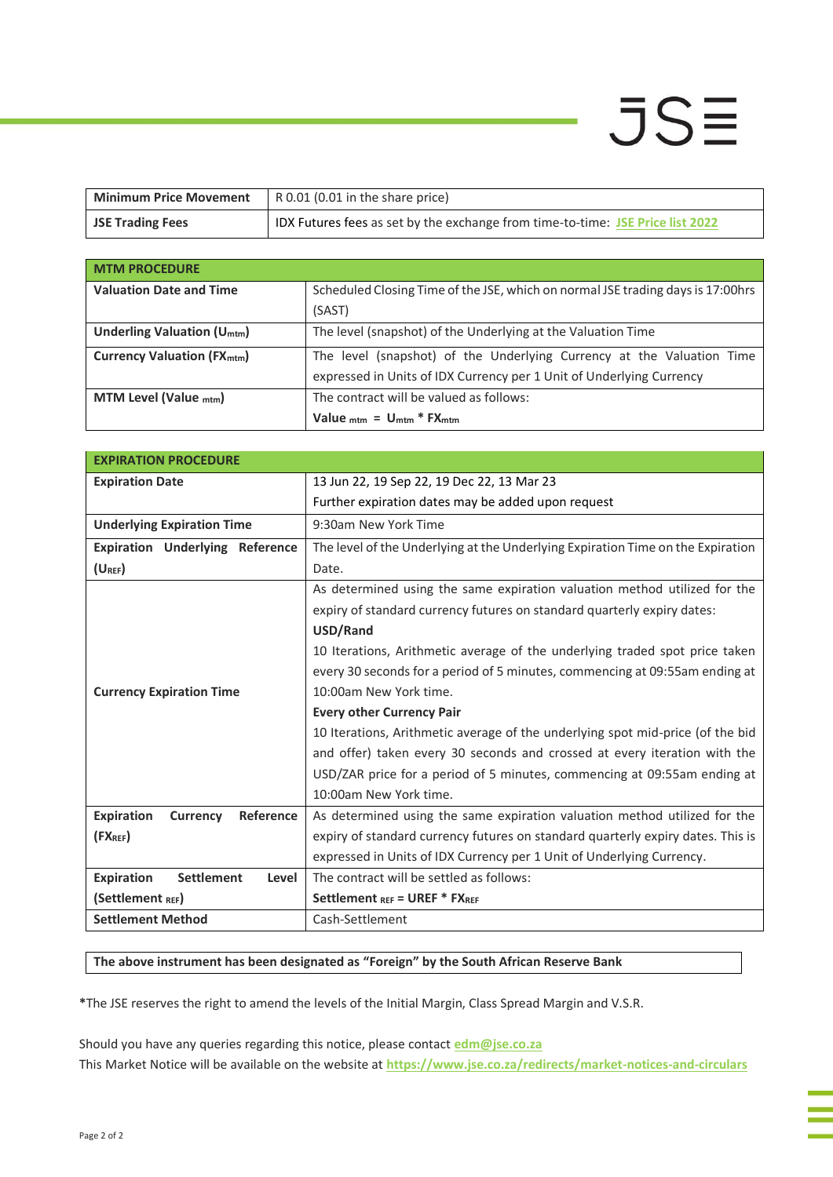| | |
|---|---|
| **Minimum Price Movement** | R 0.01 (0.01 in the share price) |
| **JSE Trading Fees** | IDX Futures fees as set by the exchange from time-to-time: JSE Price list 2022 |

| **MTM PROCEDURE** | |
|---|---|
| **Valuation Date and Time** | Scheduled Closing Time of the JSE, which on normal JSE trading days is 17:00hrs (SAST) |
| **Underling Valuation ($U_{mtm}$)** | The level (snapshot) of the Underlying at the Valuation Time |
| **Currency Valuation ($FX_{mtm}$)** | The level (snapshot) of the Underlying Currency at the Valuation Time expressed in Units of IDX Currency per 1 Unit of Underlying Currency |
| **MTM Level ($Value_{mtm}$)** | The contract will be valued as follows: **$Value_{mtm} = U_{mtm} * FX_{mtm}$** |

| **EXPIRATION PROCEDURE** | |
|---|---|
| **Expiration Date** | 13 Jun 22, 19 Sep 22, 19 Dec 22, 13 Mar 23<br>Further expiration dates may be added upon request |
| **Underlying Expiration Time** | 9:30am New York Time |
| **Expiration Underlying Reference ($U_{REF}$)** | The level of the Underlying at the Underlying Expiration Time on the Expiration Date. |
| **Currency Expiration Time** | As determined using the same expiration valuation method utilized for the expiry of standard currency futures on standard quarterly expiry dates:<br>**USD/Rand**<br>10 Iterations, Arithmetic average of the underlying traded spot price taken every 30 seconds for a period of 5 minutes, commencing at 09:55am ending at 10:00am New York time.<br>**Every other Currency Pair**<br>10 Iterations, Arithmetic average of the underlying spot mid-price (of the bid and offer) taken every 30 seconds and crossed at every iteration with the USD/ZAR price for a period of 5 minutes, commencing at 09:55am ending at 10:00am New York time. |
| **Expiration Currency Reference ($FX_{REF}$)** | As determined using the same expiration valuation method utilized for the expiry of standard currency futures on standard quarterly expiry dates. This is expressed in Units of IDX Currency per 1 Unit of Underlying Currency. |
| **Expiration Settlement Level ($Settlement_{REF}$)** | The contract will be settled as follows:<br>**$Settlement_{REF} = UREF * FX_{REF}$** |
| **Settlement Method** | Cash-Settlement |

**The above instrument has been designated as "Foreign" by the South African Reserve Bank**

*The JSE reserves the right to amend the levels of the Initial Margin, Class Spread Margin and V.S.R.

Should you have any queries regarding this notice, please contact edm@jse.co.za
This Market Notice will be available on the website at https://www.jse.co.za/redirects/market-notices-and-circulars